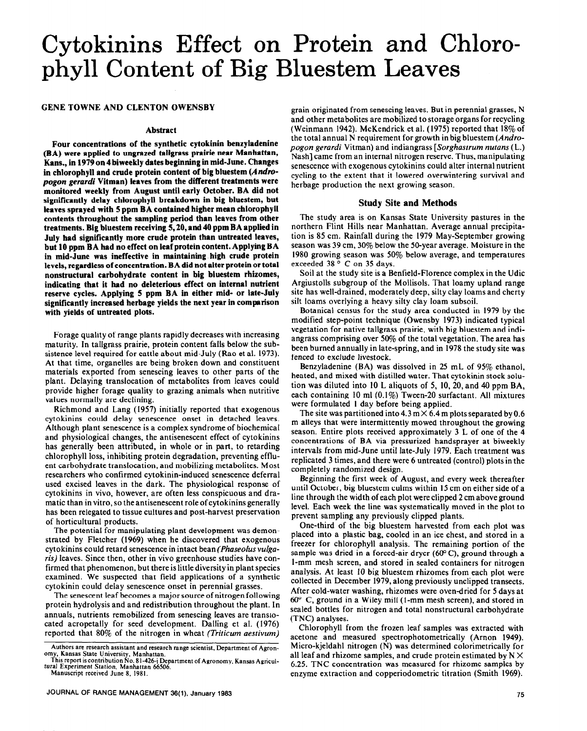# Cytokinins Effect on Protein and Chlorophyll Content of Big Bluestem Leaves

GENE TOWNE AND CLENTON OWENSBY

## Abstract

**Four concentrations of the synthetic cytokinin benzyladenine (BA) were applied to ungrazed tallgrass prairie near Manhattan, Kans., in 1979 on 4 biweekly dates beginning in mid-June. Changes in chlorophyll and crude protein content of big bluestem (*Andropogon gerardi* Vitman) leaves from the different treatments were monitored weekly from August until early October. BA did not significantly delay chlorophyll breakdown in big bluestem, but leaves sprayed with 5 ppm BA contained higher mean chlorophyll contents throughout the sampling period than leaves from other treatments. Big bluestem receiving 5, 20, and 40 ppm BA applied in July had significantly more crude protein than untreated leaves, but 10 ppm BA had no effect on leaf protein content. Applying BA in mid-June was ineffective in maintaining high crude protein levels, regardless of concentration. BA did not alter protein or total nonstructural carbohydrate content in big bluestem rhizomes, indicating that it had no deleterious effect on internal nutrient reserve cycles. Applying 5 ppm BA in either mid- or late-July significantly increased herbage yields the next year in comparison with yields of untreated plots.**

Forage quality of range plants rapidly decreases with increasing maturity. In tallgrass prairie, protein content falls below the subsistence level required for cattle about mid-July (Rao et al. 1973). At that time, organelles are being broken down and constituent materials exported from senescing leaves to other parts of the plant. Delaying translocation of metabolites from leaves could provide higher forage quality to grazing animals when nutritive values normally are declining.

Richmond and Lang (1957) initially reported that exogenous cytokinins could delay senescence onset in detached leaves. Although plant senescence is a complex syndrome of biochemical and physiological changes, the antisenescent effect of cytokinins has generally been attributed, in whole or in part, to retarding chlorophyll loss, inhibiting protein degradation, preventing effluent carbohydrate translocation, and mobilizing metabolites. Most researchers who confirmed cytokinin-induced senescence deferral used excised leaves in the dark. The physiological response of cytokinins in vivo, however, are often less conspicuous and dramatic than in vitro, so the antisenescent role of cytokinins generally has been relegated to tissue cultures and post-harvest preservation of horticultural products.

The potential for manipulating plant development was demonstrated by Fletcher (1969) when he discovered that exogenous cytokinins could retard senescence in intact bean *(Phaseolus vulgaris)* leaves. Since then, other in vivo greenhouse studies have confirmed that phenomenon, but there is little diversity in plant species examined. We suspected that field applications of a synthetic cytokinin could delay senescence onset in perennial grasses.

The senescent leaf becomes a major source of nitrogen following protein hydrolysis and redistribution throughout the plant. In annuals, nutrients remobilized from senescing leaves are translocated acropetally for seed development. Dalling et al. (1976) reported that 80% of the nitrogen in wheat *(Triticum aestivum)* grain originated from senescing leaves. But in perennial grasses, N and other metabolites are mobilized to storage organs for recycling (Weinmann 1942). McKendrick et al. (1975) reported that 18% of the total annual N requirement for growth in big bluestem (*Andropogon gerardi* Vitman) and indiangrass [*Sorghastrum nutans* (L.) Nash] came from an internal nitrogen reserve. Thus, manipulating senescence with exogenous cytokinins could alter internal nutrient cycling to the extent that it lowered overwintering survival and herbage production the next growing season.

Authors are research assistant and research range scientist, Department of Agronomy, Kansas State University, Manhattan.
This report is contribution No. 81-426-j Department of Agronomy, Kansas Agricultural Experiment Station, Manhattan 66506.
Manuscript received June 8, 1981.

## Study Site and Methods

The study area is on Kansas State University pastures in the northern Flint Hills near Manhattan. Average annual precipitation is 85 cm. Rainfall during the 1979 May-September growing season was 39 cm, 30% below the 50-year average. Moisture in the 1980 growing season was 50% below average, and temperatures exceeded 38° C on 35 days.

Soil at the study site is a Benfield-Florence complex in the Udic Argiustolls subgroup of the Mollisols. That loamy upland range site has well-drained, moderately deep, silty clay loams and cherty silt loams overlying a heavy silty clay loam subsoil.

Botanical census for the study area conducted in 1979 by the modified step-point technique (Owensby 1973) indicated typical vegetation for native tallgrass prairie, with big bluestem and indiangrass comprising over 50% of the total vegetation. The area has been burned annually in late-spring, and in 1978 the study site was fenced to exclude livestock.

Benzyladenine (BA) was dissolved in 25 mL of 95% ethanol, heated, and mixed with distilled water. That cytokinin stock solution was diluted into 10 L aliquots of 5, 10, 20, and 40 ppm BA, each containing 10 ml (0.1%) Tween-20 surfactant. All mixtures were formulated 1 day before being applied.

The site was partitioned into 4.3 m × 6.4 m plots separated by 0.6 m alleys that were intermittently mowed throughout the growing season. Entire plots received approximately 3 L of one of the 4 concentrations of BA via pressurized handsprayer at biweekly intervals from mid-June until late-July 1979. Each treatment was replicated 3 times, and there were 6 untreated (control) plots in the completely randomized design.

Beginning the first week of August, and every week thereafter until October, big bluestem culms within 15 cm on either side of a line through the width of each plot were clipped 2 cm above ground level. Each week the line was systematically moved in the plot to prevent sampling any previously clipped plants.

One-third of the big bluestem harvested from each plot was placed into a plastic bag, cooled in an ice chest, and stored in a freezer for chlorophyll analysis. The remaining portion of the sample was dried in a forced-air dryer (60° C), ground through a 1-mm mesh screen, and stored in sealed containers for nitrogen analysis. At least 10 big bluestem rhizomes from each plot were collected in December 1979, along previously unclipped transects. After cold-water washing, rhizomes were oven-dried for 5 days at 60° C, ground in a Wiley mill (1-mm mesh screen), and stored in sealed bottles for nitrogen and total nonstructural carbohydrate (TNC) analyses.

Chlorophyll from the frozen leaf samples was extracted with acetone and measured spectrophotometrically (Arnon 1949). Micro-kjeldahl nitrogen (N) was determined colorimetrically for all leaf and rhizome samples, and crude protein estimated by N × 6.25. TNC concentration was measured for rhizome samples by enzyme extraction and copperiodometric titration (Smith 1969).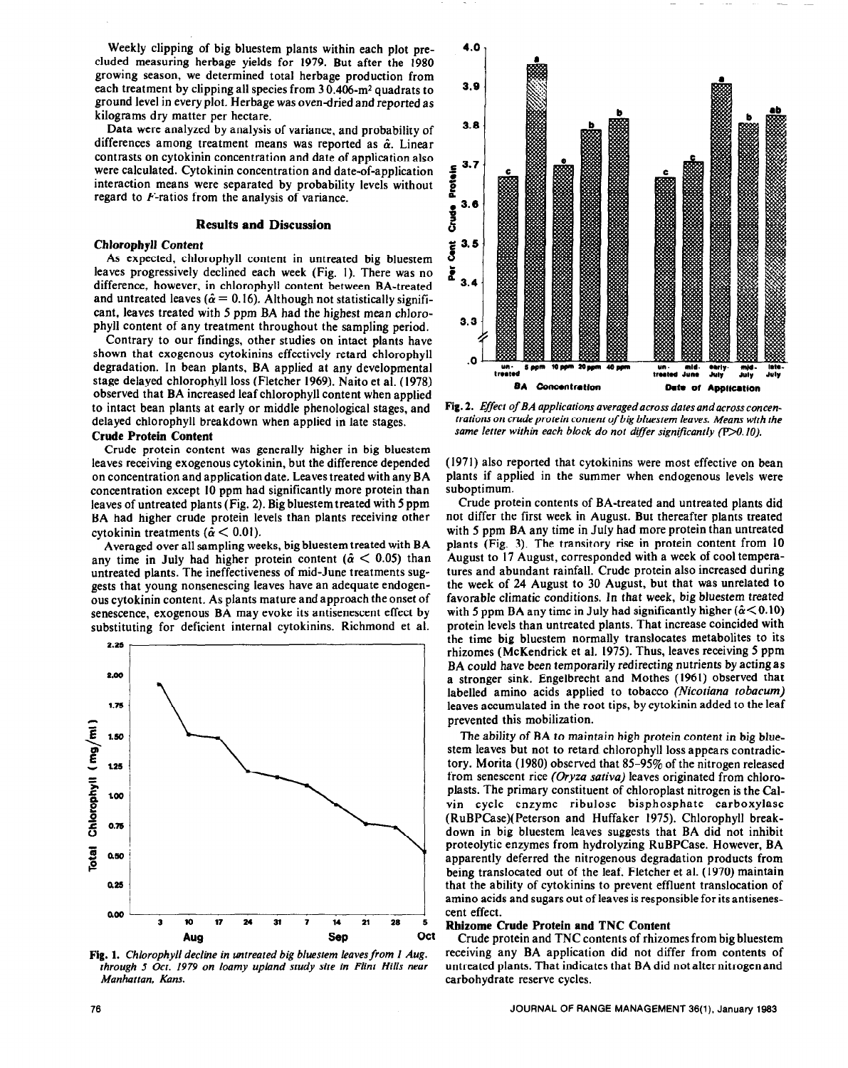Weekly clipping of big bluestem plants within each plot precluded measuring herbage yields for 1979. But after the 1980 growing season, we determined total herbage production from each treatment by clipping all species from 3 0.406-m² quadrats to ground level in every plot. Herbage was oven-dried and reported as kilograms dry matter per hectare.

Data were analyzed by analysis of variance, and probability of differences among treatment means was reported as $\hat{\alpha}$. Linear contrasts on cytokinin concentration and date of application also were calculated. Cytokinin concentration and date-of-application interaction means were separated by probability levels without regard to $F$-ratios from the analysis of variance.

## Results and Discussion

### Chlorophyll Content

As expected, chlorophyll content in untreated big bluestem leaves progressively declined each week (Fig. 1). There was no difference, however, in chlorophyll content between BA-treated and untreated leaves ($\hat{\alpha} = 0.16$). Although not statistically significant, leaves treated with 5 ppm BA had the highest mean chlorophyll content of any treatment throughout the sampling period.

Contrary to our findings, other studies on intact plants have shown that exogenous cytokinins effectively retard chlorophyll degradation. In bean plants, BA applied at any developmental stage delayed chlorophyll loss (Fletcher 1969). Naito et al. (1978) observed that BA increased leaf chlorophyll content when applied to intact bean plants at early or middle phenological stages, and delayed chlorophyll breakdown when applied in late stages.

### Crude Protein Content

Crude protein content was generally higher in big bluestem leaves receiving exogenous cytokinin, but the difference depended on concentration and application date. Leaves treated with any BA concentration except 10 ppm had significantly more protein than leaves of untreated plants (Fig. 2). Big bluestem treated with 5 ppm BA had higher crude protein levels than plants receiving other cytokinin treatments ($\hat{\alpha} < 0.01$).

Averaged over all sampling weeks, big bluestem treated with BA any time in July had higher protein content ($\hat{\alpha} < 0.05$) than untreated plants. The ineffectiveness of mid-June treatments suggests that young nonsenescing leaves have an adequate endogenous cytokinin content. As plants mature and approach the onset of senescence, exogenous BA may evoke its antisenescent effect by substituting for deficient internal cytokinins. Richmond et al. (1971) also reported that cytokinins were most effective on bean plants if applied in the summer when endogenous levels were suboptimum.

Fig. 1. *Chlorophyll decline in untreated big bluestem leaves from 1 Aug. through 5 Oct. 1979 on loamy upland study site in Flint Hills near Manhattan, Kans.*

Fig. 2. *Effect of BA applications averaged across dates and across concentrations on crude protein content of big bluestem leaves. Means with the same letter within each block do not differ significantly (P>0.10).*

Crude protein contents of BA-treated and untreated plants did not differ the first week in August. But thereafter plants treated with 5 ppm BA any time in July had more protein than untreated plants (Fig. 3). The transitory rise in protein content from 10 August to 17 August, corresponded with a week of cool temperatures and abundant rainfall. Crude protein also increased during the week of 24 August to 30 August, but that was unrelated to favorable climatic conditions. In that week, big bluestem treated with 5 ppm BA any time in July had significantly higher ($\hat{\alpha} < 0.10$) protein levels than untreated plants. That increase coincided with the time big bluestem normally translocates metabolites to its rhizomes (McKendrick et al. 1975). Thus, leaves receiving 5 ppm BA could have been temporarily redirecting nutrients by acting as a stronger sink. Engelbrecht and Mothes (1961) observed that labelled amino acids applied to tobacco *(Nicotiana tobacum)* leaves accumulated in the root tips, by cytokinin added to the leaf prevented this mobilization.

The ability of BA to maintain high protein content in big bluestem leaves but not to retard chlorophyll loss appears contradictory. Morita (1980) observed that 85–95% of the nitrogen released from senescent rice *(Oryza sativa)* leaves originated from chloroplasts. The primary constituent of chloroplast nitrogen is the Calvin cycle enzyme ribulose bisphosphate carboxylase (RuBPCase)(Peterson and Huffaker 1975). Chlorophyll breakdown in big bluestem leaves suggests that BA did not inhibit proteolytic enzymes from hydrolyzing RuBPCase. However, BA apparently deferred the nitrogenous degradation products from being translocated out of the leaf. Fletcher et al. (1970) maintain that the ability of cytokinins to prevent effluent translocation of amino acids and sugars out of leaves is responsible for its antisenescent effect.

### Rhizome Crude Protein and TNC Content

Crude protein and TNC contents of rhizomes from big bluestem receiving any BA application did not differ from contents of untreated plants. That indicates that BA did not alter nitrogen and carbohydrate reserve cycles.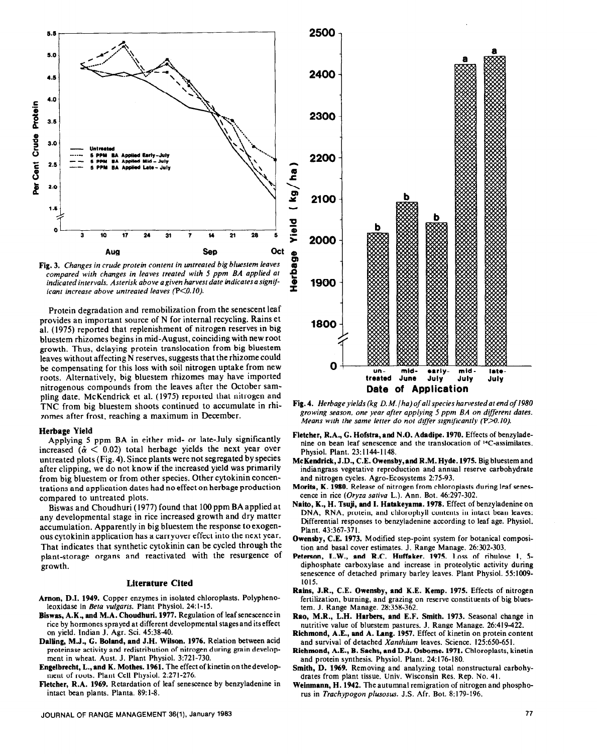Per Cent Crude Protein

5.5
5.0
4.5
4.0
3.5
3.0
2.5
2.0
1.5
0

Untreated
5 PPM BA Applied Early-July
5 PPM BA Applied Mid-July
5 PPM BA Applied Late-July

3 10 17 24 31 7 14 21 28 5

Aug Sep Oct

**Fig. 3.** *Changes in crude protein content in untreated big bluestem leaves compared with changes in leaves treated with 5 ppm BA applied at indicated intervals. Asterisk above a given harvest date indicates a significant increase above untreated leaves (P<0.10).*

Protein degradation and remobilization from the senescent leaf provides an important source of N for internal recycling. Rains et al. (1975) reported that replenishment of nitrogen reserves in big bluestem rhizomes begins in mid-August, coinciding with new root growth. Thus, delaying protein translocation from big bluestem leaves without affecting N reserves, suggests that the rhizome could be compensating for this loss with soil nitrogen uptake from new roots. Alternatively, big bluestem rhizomes may have imported nitrogenous compounds from the leaves after the October sampling date. McKendrick et al. (1975) reported that nitrogen and TNC from big bluestem shoots continued to accumulate in rhizomes after frost, reaching a maximum in December.

### Herbage Yield

Applying 5 ppm BA in either mid- or late-July significantly increased ($\hat{\alpha} < 0.02$) total herbage yields the next year over untreated plots (Fig. 4). Since plants were not segregated by species after clipping, we do not know if the increased yield was primarily from big bluestem or from other species. Other cytokinin concentrations and application dates had no effect on herbage production compared to untreated plots.

Biswas and Choudhuri (1977) found that 100 ppm BA applied at any developmental stage in rice increased growth and dry matter accumulation. Apparently in big bluestem the response to exogenous cytokinin application has a carryover effect into the next year. That indicates that synthetic cytokinin can be cycled through the plant-storage organs and reactivated with the resurgence of growth.

Herbage Yield ( kg/ha )

2500
2400
2300
2200
2100
2000
1900
1800
0

b b b a a

un-treated mid-June early-July mid-July late-July

Date of Application

**Fig. 4.** *Herbage yields (kg D.M./ha) of all species harvested at end of 1980 growing season, one year after applying 5 ppm BA on different dates. Means with the same letter do not differ significantly (P>0.10).*

## Literature Cited

**Arnon, D.I. 1949.** Copper enzymes in isolated chloroplasts. Polyphenoleoxidase in *Beta vulgaris*. Plant Physiol. 24:1-15.

**Biswas, A.K., and M.A. Choudhuri. 1977.** Regulation of leaf senescence in rice by hormones sprayed at different developmental stages and its effect on yield. Indian J. Agr. Sci. 45:38-40.

**Dalling, M.J., G. Boland, and J.H. Wilson. 1976.** Relation between acid proteinase activity and redistribution of nitrogen during grain development in wheat. Aust. J. Plant Physiol. 3:721-730.

**Engelbrecht, L., and K. Mothes. 1961.** The effect of kinetin on the development of roots. Plant Cell Physiol. 2:271-276.

**Fletcher, R.A. 1969.** Retardation of leaf senescence by benzyladenine in intact bean plants. Planta. 89:1-8.

**Fletcher, R.A., G. Hofstra, and N.O. Adadipe. 1970.** Effects of benzyladenine on bean leaf senescence and the translocation of $^{14}C$-assimilates. Physiol. Plant. 23:1144-1148.

**McKendrick, J.D., C.E. Owensby, and R.M. Hyde. 1975.** Big bluestem and indiangrass vegetative reproduction and annual reserve carbohydrate and nitrogen cycles. Agro-Ecosystems 2:75-93.

**Morita, K. 1980.** Release of nitrogen from chloroplasts during leaf senescence in rice (*Oryza sativa* L.). Ann. Bot. 46:297-302.

**Naito, K., H. Tsuji, and I. Hatakeyama. 1978.** Effect of benzyladenine on DNA, RNA, protein, and chlorophyll contents in intact bean leaves: Differential responses to benzyladenine according to leaf age. Physiol. Plant. 43:367-371.

**Owensby, C.E. 1973.** Modified step-point system for botanical composition and basal cover estimates. J. Range Manage. 26:302-303.

**Peterson, L.W., and R.C. Huffaker. 1975.** Loss of ribulose 1, 5-diphosphate carboxylase and increase in proteolytic activity during senescence of detached primary barley leaves. Plant Physiol. 55:1009-1015.

**Rains, J.R., C.E. Owensby, and K.E. Kemp. 1975.** Effects of nitrogen fertilization, burning, and grazing on reserve constituents of big bluestem. J. Range Manage. 28:358-362.

**Rao, M.R., L.H. Harbers, and E.F. Smith. 1973.** Seasonal change in nutritive value of bluestem pastures. J. Range Manage. 26:419-422.

**Richmond, A.E., and A. Lang. 1957.** Effect of kinetin on protein content and survival of detached *Xanthium* leaves. Science. 125:650-651.

**Richmond, A.E., B. Sachs, and D.J. Osborne. 1971.** Chloroplasts, kinetin and protein synthesis. Physiol. Plant. 24:176-180.

**Smith, D. 1969.** Removing and analyzing total nonstructural carbohydrates from plant tissue. Univ. Wisconsin Res. Rep. No. 41.

**Weinmann, H. 1942.** The autumnal remigration of nitrogen and phosphorus in *Trachypogon plusosus*. J.S. Afr. Bot. 8:179-196.